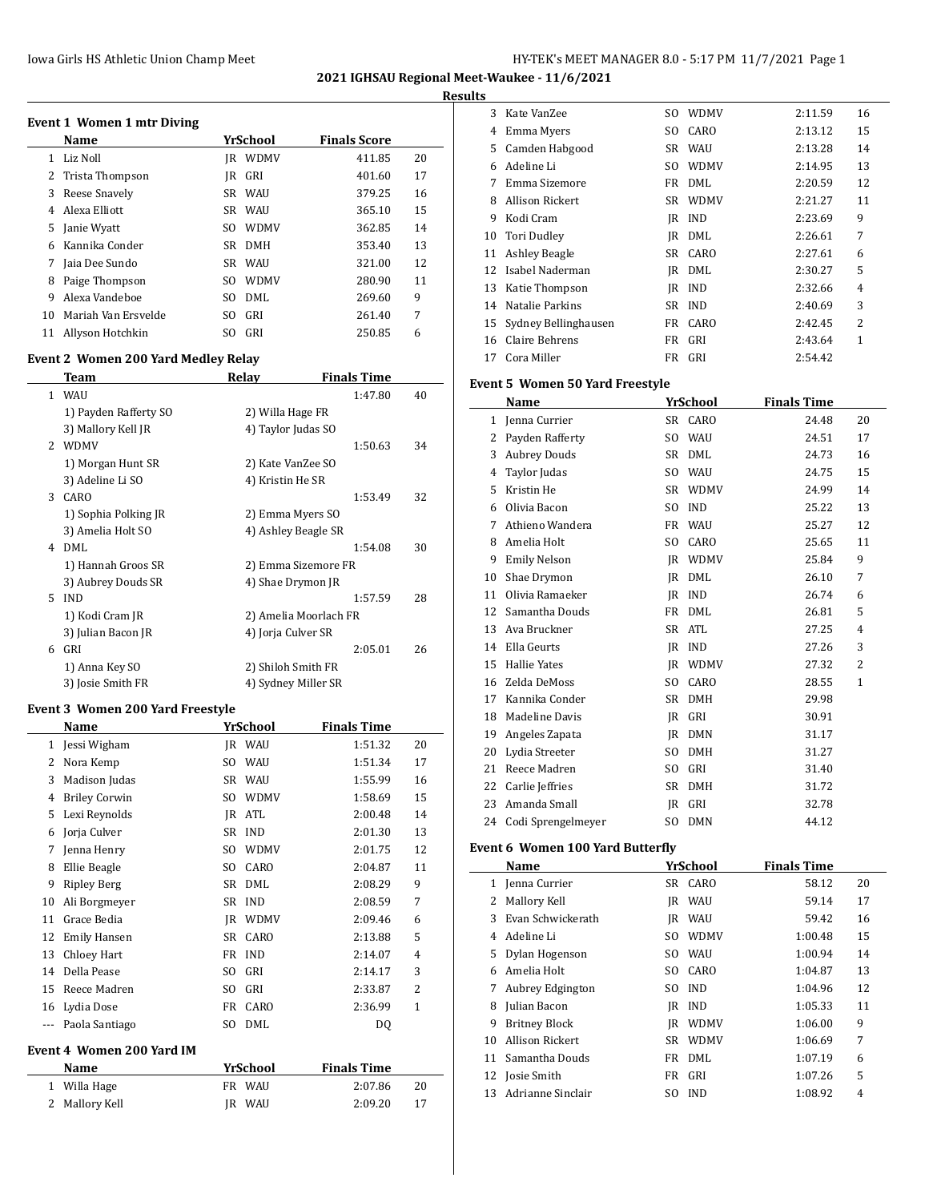**2021 IGHSAU Regional Meet-Waukee - 11/6/2021**

**Results**

### Event 1 Women 1 mtr Diving

| | Name | Yr | School | Finals Score | |
|---|---|---|---|---|---|
| 1 | Liz Noll | JR | WDMV | 411.85 | 20 |
| 2 | Trista Thompson | JR | GRI | 401.60 | 17 |
| 3 | Reese Snavely | SR | WAU | 379.25 | 16 |
| 4 | Alexa Elliott | SR | WAU | 365.10 | 15 |
| 5 | Janie Wyatt | SO | WDMV | 362.85 | 14 |
| 6 | Kannika Conder | SR | DMH | 353.40 | 13 |
| 7 | Jaia Dee Sundo | SR | WAU | 321.00 | 12 |
| 8 | Paige Thompson | SO | WDMV | 280.90 | 11 |
| 9 | Alexa Vandeboe | SO | DML | 269.60 | 9 |
| 10 | Mariah Van Ersvelde | SO | GRI | 261.40 | 7 |
| 11 | Allyson Hotchkin | SO | GRI | 250.85 | 6 |

### Event 2 Women 200 Yard Medley Relay

| | Team | Relay | Finals Time | |
|---|---|---|---|---|
| 1 | WAU | | 1:47.80 | 40 |
| | 1) Payden Rafferty SO | 2) Willa Hage FR | | |
| | 3) Mallory Kell JR | 4) Taylor Judas SO | | |
| 2 | WDMV | | 1:50.63 | 34 |
| | 1) Morgan Hunt SR | 2) Kate VanZee SO | | |
| | 3) Adeline Li SO | 4) Kristin He SR | | |
| 3 | CARO | | 1:53.49 | 32 |
| | 1) Sophia Polking JR | 2) Emma Myers SO | | |
| | 3) Amelia Holt SO | 4) Ashley Beagle SR | | |
| 4 | DML | | 1:54.08 | 30 |
| | 1) Hannah Groos SR | 2) Emma Sizemore FR | | |
| | 3) Aubrey Douds SR | 4) Shae Drymon JR | | |
| 5 | IND | | 1:57.59 | 28 |
| | 1) Kodi Cram JR | 2) Amelia Moorlach FR | | |
| | 3) Julian Bacon JR | 4) Jorja Culver SR | | |
| 6 | GRI | | 2:05.01 | 26 |
| | 1) Anna Key SO | 2) Shiloh Smith FR | | |
| | 3) Josie Smith FR | 4) Sydney Miller SR | | |

### Event 3 Women 200 Yard Freestyle

| | Name | Yr | School | Finals Time | |
|---|---|---|---|---|---|
| 1 | Jessi Wigham | JR | WAU | 1:51.32 | 20 |
| 2 | Nora Kemp | SO | WAU | 1:51.34 | 17 |
| 3 | Madison Judas | SR | WAU | 1:55.99 | 16 |
| 4 | Briley Corwin | SO | WDMV | 1:58.69 | 15 |
| 5 | Lexi Reynolds | JR | ATL | 2:00.48 | 14 |
| 6 | Jorja Culver | SR | IND | 2:01.30 | 13 |
| 7 | Jenna Henry | SO | WDMV | 2:01.75 | 12 |
| 8 | Ellie Beagle | SO | CARO | 2:04.87 | 11 |
| 9 | Ripley Berg | SR | DML | 2:08.29 | 9 |
| 10 | Ali Borgmeyer | SR | IND | 2:08.59 | 7 |
| 11 | Grace Bedia | JR | WDMV | 2:09.46 | 6 |
| 12 | Emily Hansen | SR | CARO | 2:13.88 | 5 |
| 13 | Chloey Hart | FR | IND | 2:14.07 | 4 |
| 14 | Della Pease | SO | GRI | 2:14.17 | 3 |
| 15 | Reece Madren | SO | GRI | 2:33.87 | 2 |
| 16 | Lydia Dose | FR | CARO | 2:36.99 | 1 |
| --- | Paola Santiago | SO | DML | DQ | |

### Event 4 Women 200 Yard IM

| | Name | Yr | School | Finals Time | |
|---|---|---|---|---|---|
| 1 | Willa Hage | FR | WAU | 2:07.86 | 20 |
| 2 | Mallory Kell | JR | WAU | 2:09.20 | 17 |
| 3 | Kate VanZee | SO | WDMV | 2:11.59 | 16 |
| 4 | Emma Myers | SO | CARO | 2:13.12 | 15 |
| 5 | Camden Habgood | SR | WAU | 2:13.28 | 14 |
| 6 | Adeline Li | SO | WDMV | 2:14.95 | 13 |
| 7 | Emma Sizemore | FR | DML | 2:20.59 | 12 |
| 8 | Allison Rickert | SR | WDMV | 2:21.27 | 11 |
| 9 | Kodi Cram | JR | IND | 2:23.69 | 9 |
| 10 | Tori Dudley | JR | DML | 2:26.61 | 7 |
| 11 | Ashley Beagle | SR | CARO | 2:27.61 | 6 |
| 12 | Isabel Naderman | JR | DML | 2:30.27 | 5 |
| 13 | Katie Thompson | JR | IND | 2:32.66 | 4 |
| 14 | Natalie Parkins | SR | IND | 2:40.69 | 3 |
| 15 | Sydney Bellinghausen | FR | CARO | 2:42.45 | 2 |
| 16 | Claire Behrens | FR | GRI | 2:43.64 | 1 |
| 17 | Cora Miller | FR | GRI | 2:54.42 | |

### Event 5 Women 50 Yard Freestyle

| | Name | Yr | School | Finals Time | |
|---|---|---|---|---|---|
| 1 | Jenna Currier | SR | CARO | 24.48 | 20 |
| 2 | Payden Rafferty | SO | WAU | 24.51 | 17 |
| 3 | Aubrey Douds | SR | DML | 24.73 | 16 |
| 4 | Taylor Judas | SO | WAU | 24.75 | 15 |
| 5 | Kristin He | SR | WDMV | 24.99 | 14 |
| 6 | Olivia Bacon | SO | IND | 25.22 | 13 |
| 7 | Athieno Wandera | FR | WAU | 25.27 | 12 |
| 8 | Amelia Holt | SO | CARO | 25.65 | 11 |
| 9 | Emily Nelson | JR | WDMV | 25.84 | 9 |
| 10 | Shae Drymon | JR | DML | 26.10 | 7 |
| 11 | Olivia Ramaeker | JR | IND | 26.74 | 6 |
| 12 | Samantha Douds | FR | DML | 26.81 | 5 |
| 13 | Ava Bruckner | SR | ATL | 27.25 | 4 |
| 14 | Ella Geurts | JR | IND | 27.26 | 3 |
| 15 | Hallie Yates | JR | WDMV | 27.32 | 2 |
| 16 | Zelda DeMoss | SO | CARO | 28.55 | 1 |
| 17 | Kannika Conder | SR | DMH | 29.98 | |
| 18 | Madeline Davis | JR | GRI | 30.91 | |
| 19 | Angeles Zapata | JR | DMN | 31.17 | |
| 20 | Lydia Streeter | SO | DMH | 31.27 | |
| 21 | Reece Madren | SO | GRI | 31.40 | |
| 22 | Carlie Jeffries | SR | DMH | 31.72 | |
| 23 | Amanda Small | JR | GRI | 32.78 | |
| 24 | Codi Sprengelmeyer | SO | DMN | 44.12 | |

### Event 6 Women 100 Yard Butterfly

| | Name | Yr | School | Finals Time | |
|---|---|---|---|---|---|
| 1 | Jenna Currier | SR | CARO | 58.12 | 20 |
| 2 | Mallory Kell | JR | WAU | 59.14 | 17 |
| 3 | Evan Schwickerath | JR | WAU | 59.42 | 16 |
| 4 | Adeline Li | SO | WDMV | 1:00.48 | 15 |
| 5 | Dylan Hogenson | SO | WAU | 1:00.94 | 14 |
| 6 | Amelia Holt | SO | CARO | 1:04.87 | 13 |
| 7 | Aubrey Edgington | SO | IND | 1:04.96 | 12 |
| 8 | Julian Bacon | JR | IND | 1:05.33 | 11 |
| 9 | Britney Block | JR | WDMV | 1:06.00 | 9 |
| 10 | Allison Rickert | SR | WDMV | 1:06.69 | 7 |
| 11 | Samantha Douds | FR | DML | 1:07.19 | 6 |
| 12 | Josie Smith | FR | GRI | 1:07.26 | 5 |
| 13 | Adrianne Sinclair | SO | IND | 1:08.92 | 4 |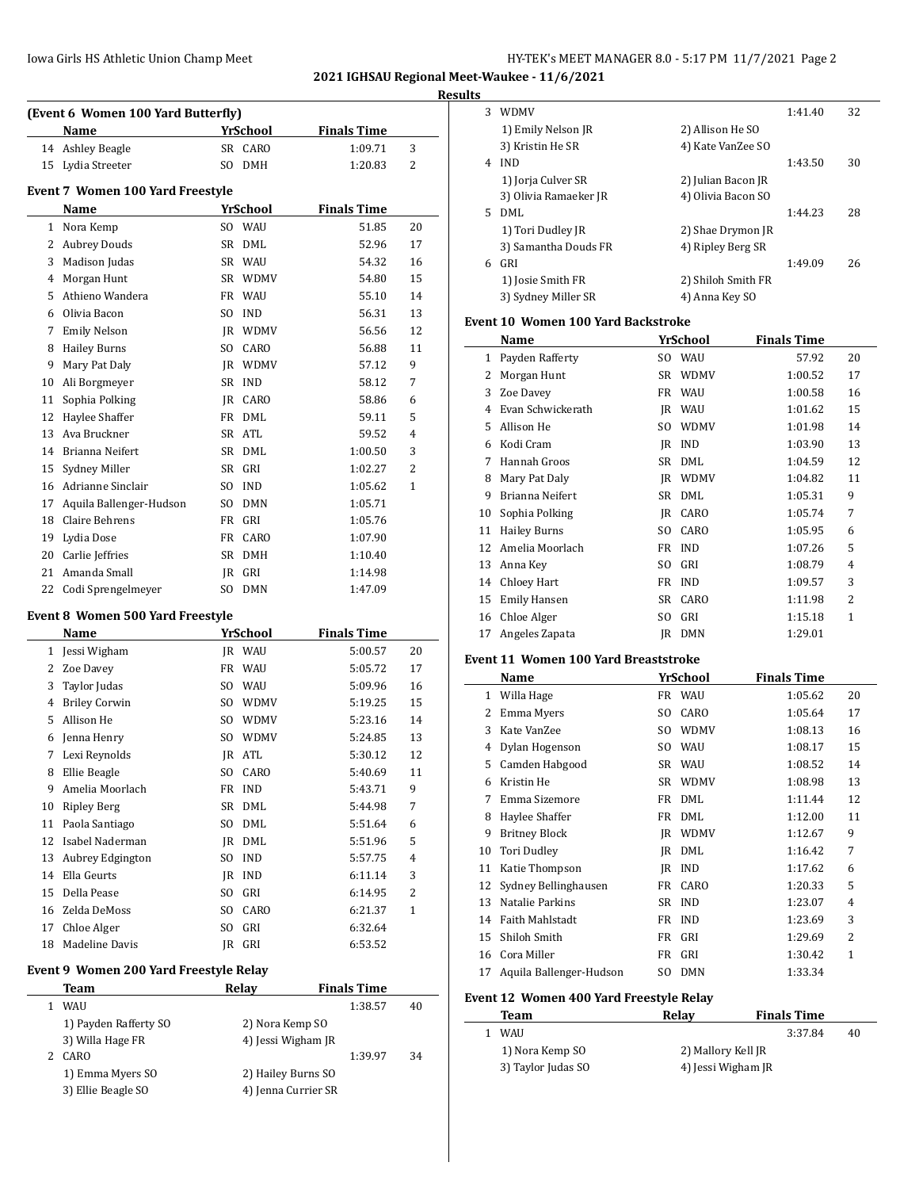## 2021 IGHSAU Regional Meet-Waukee - 11/6/2021

### Results

**(Event 6 Women 100 Yard Butterfly)**

| | Name | Yr | School | Finals Time | |
|---|---|---|---|---|---|
| 14 | Ashley Beagle | SR | CARO | 1:09.71 | 3 |
| 15 | Lydia Streeter | SO | DMH | 1:20.83 | 2 |

**Event 7 Women 100 Yard Freestyle**

| | Name | Yr | School | Finals Time | |
|---|---|---|---|---|---|
| 1 | Nora Kemp | SO | WAU | 51.85 | 20 |
| 2 | Aubrey Douds | SR | DML | 52.96 | 17 |
| 3 | Madison Judas | SR | WAU | 54.32 | 16 |
| 4 | Morgan Hunt | SR | WDMV | 54.80 | 15 |
| 5 | Athieno Wandera | FR | WAU | 55.10 | 14 |
| 6 | Olivia Bacon | SO | IND | 56.31 | 13 |
| 7 | Emily Nelson | JR | WDMV | 56.56 | 12 |
| 8 | Hailey Burns | SO | CARO | 56.88 | 11 |
| 9 | Mary Pat Daly | JR | WDMV | 57.12 | 9 |
| 10 | Ali Borgmeyer | SR | IND | 58.12 | 7 |
| 11 | Sophia Polking | JR | CARO | 58.86 | 6 |
| 12 | Haylee Shaffer | FR | DML | 59.11 | 5 |
| 13 | Ava Bruckner | SR | ATL | 59.52 | 4 |
| 14 | Brianna Neifert | SR | DML | 1:00.50 | 3 |
| 15 | Sydney Miller | SR | GRI | 1:02.27 | 2 |
| 16 | Adrianne Sinclair | SO | IND | 1:05.62 | 1 |
| 17 | Aquila Ballenger-Hudson | SO | DMN | 1:05.71 | |
| 18 | Claire Behrens | FR | GRI | 1:05.76 | |
| 19 | Lydia Dose | FR | CARO | 1:07.90 | |
| 20 | Carlie Jeffries | SR | DMH | 1:10.40 | |
| 21 | Amanda Small | JR | GRI | 1:14.98 | |
| 22 | Codi Sprengelmeyer | SO | DMN | 1:47.09 | |

**Event 8 Women 500 Yard Freestyle**

| | Name | Yr | School | Finals Time | |
|---|---|---|---|---|---|
| 1 | Jessi Wigham | JR | WAU | 5:00.57 | 20 |
| 2 | Zoe Davey | FR | WAU | 5:05.72 | 17 |
| 3 | Taylor Judas | SO | WAU | 5:09.96 | 16 |
| 4 | Briley Corwin | SO | WDMV | 5:19.25 | 15 |
| 5 | Allison He | SO | WDMV | 5:23.16 | 14 |
| 6 | Jenna Henry | SO | WDMV | 5:24.85 | 13 |
| 7 | Lexi Reynolds | JR | ATL | 5:30.12 | 12 |
| 8 | Ellie Beagle | SO | CARO | 5:40.69 | 11 |
| 9 | Amelia Moorlach | FR | IND | 5:43.71 | 9 |
| 10 | Ripley Berg | SR | DML | 5:44.98 | 7 |
| 11 | Paola Santiago | SO | DML | 5:51.64 | 6 |
| 12 | Isabel Naderman | JR | DML | 5:51.96 | 5 |
| 13 | Aubrey Edgington | SO | IND | 5:57.75 | 4 |
| 14 | Ella Geurts | JR | IND | 6:11.14 | 3 |
| 15 | Della Pease | SO | GRI | 6:14.95 | 2 |
| 16 | Zelda DeMoss | SO | CARO | 6:21.37 | 1 |
| 17 | Chloe Alger | SO | GRI | 6:32.64 | |
| 18 | Madeline Davis | JR | GRI | 6:53.52 | |

**Event 9 Women 200 Yard Freestyle Relay**

| | Team | Relay | Finals Time | |
|---|---|---|---|---|
| 1 | WAU | | 1:38.57 | 40 |
| | 1) Payden Rafferty SO | 2) Nora Kemp SO | | |
| | 3) Willa Hage FR | 4) Jessi Wigham JR | | |
| 2 | CARO | | 1:39.97 | 34 |
| | 1) Emma Myers SO | 2) Hailey Burns SO | | |
| | 3) Ellie Beagle SO | 4) Jenna Currier SR | | |
| 3 | WDMV | | 1:41.40 | 32 |
| | 1) Emily Nelson JR | 2) Allison He SO | | |
| | 3) Kristin He SR | 4) Kate VanZee SO | | |
| 4 | IND | | 1:43.50 | 30 |
| | 1) Jorja Culver SR | 2) Julian Bacon JR | | |
| | 3) Olivia Ramaeker JR | 4) Olivia Bacon SO | | |
| 5 | DML | | 1:44.23 | 28 |
| | 1) Tori Dudley JR | 2) Shae Drymon JR | | |
| | 3) Samantha Douds FR | 4) Ripley Berg SR | | |
| 6 | GRI | | 1:49.09 | 26 |
| | 1) Josie Smith FR | 2) Shiloh Smith FR | | |
| | 3) Sydney Miller SR | 4) Anna Key SO | | |

**Event 10 Women 100 Yard Backstroke**

| | Name | Yr | School | Finals Time | |
|---|---|---|---|---|---|
| 1 | Payden Rafferty | SO | WAU | 57.92 | 20 |
| 2 | Morgan Hunt | SR | WDMV | 1:00.52 | 17 |
| 3 | Zoe Davey | FR | WAU | 1:00.58 | 16 |
| 4 | Evan Schwickerath | JR | WAU | 1:01.62 | 15 |
| 5 | Allison He | SO | WDMV | 1:01.98 | 14 |
| 6 | Kodi Cram | JR | IND | 1:03.90 | 13 |
| 7 | Hannah Groos | SR | DML | 1:04.59 | 12 |
| 8 | Mary Pat Daly | JR | WDMV | 1:04.82 | 11 |
| 9 | Brianna Neifert | SR | DML | 1:05.31 | 9 |
| 10 | Sophia Polking | JR | CARO | 1:05.74 | 7 |
| 11 | Hailey Burns | SO | CARO | 1:05.95 | 6 |
| 12 | Amelia Moorlach | FR | IND | 1:07.26 | 5 |
| 13 | Anna Key | SO | GRI | 1:08.79 | 4 |
| 14 | Chloey Hart | FR | IND | 1:09.57 | 3 |
| 15 | Emily Hansen | SR | CARO | 1:11.98 | 2 |
| 16 | Chloe Alger | SO | GRI | 1:15.18 | 1 |
| 17 | Angeles Zapata | JR | DMN | 1:29.01 | |

**Event 11 Women 100 Yard Breaststroke**

| | Name | Yr | School | Finals Time | |
|---|---|---|---|---|---|
| 1 | Willa Hage | FR | WAU | 1:05.62 | 20 |
| 2 | Emma Myers | SO | CARO | 1:05.64 | 17 |
| 3 | Kate VanZee | SO | WDMV | 1:08.13 | 16 |
| 4 | Dylan Hogenson | SO | WAU | 1:08.17 | 15 |
| 5 | Camden Habgood | SR | WAU | 1:08.52 | 14 |
| 6 | Kristin He | SR | WDMV | 1:08.98 | 13 |
| 7 | Emma Sizemore | FR | DML | 1:11.44 | 12 |
| 8 | Haylee Shaffer | FR | DML | 1:12.00 | 11 |
| 9 | Britney Block | JR | WDMV | 1:12.67 | 9 |
| 10 | Tori Dudley | JR | DML | 1:16.42 | 7 |
| 11 | Katie Thompson | JR | IND | 1:17.62 | 6 |
| 12 | Sydney Bellinghausen | FR | CARO | 1:20.33 | 5 |
| 13 | Natalie Parkins | SR | IND | 1:23.07 | 4 |
| 14 | Faith Mahlstadt | FR | IND | 1:23.69 | 3 |
| 15 | Shiloh Smith | FR | GRI | 1:29.69 | 2 |
| 16 | Cora Miller | FR | GRI | 1:30.42 | 1 |
| 17 | Aquila Ballenger-Hudson | SO | DMN | 1:33.34 | |

**Event 12 Women 400 Yard Freestyle Relay**

| | Team | Relay | Finals Time | |
|---|---|---|---|---|
| 1 | WAU | | 3:37.84 | 40 |
| | 1) Nora Kemp SO | 2) Mallory Kell JR | | |
| | 3) Taylor Judas SO | 4) Jessi Wigham JR | | |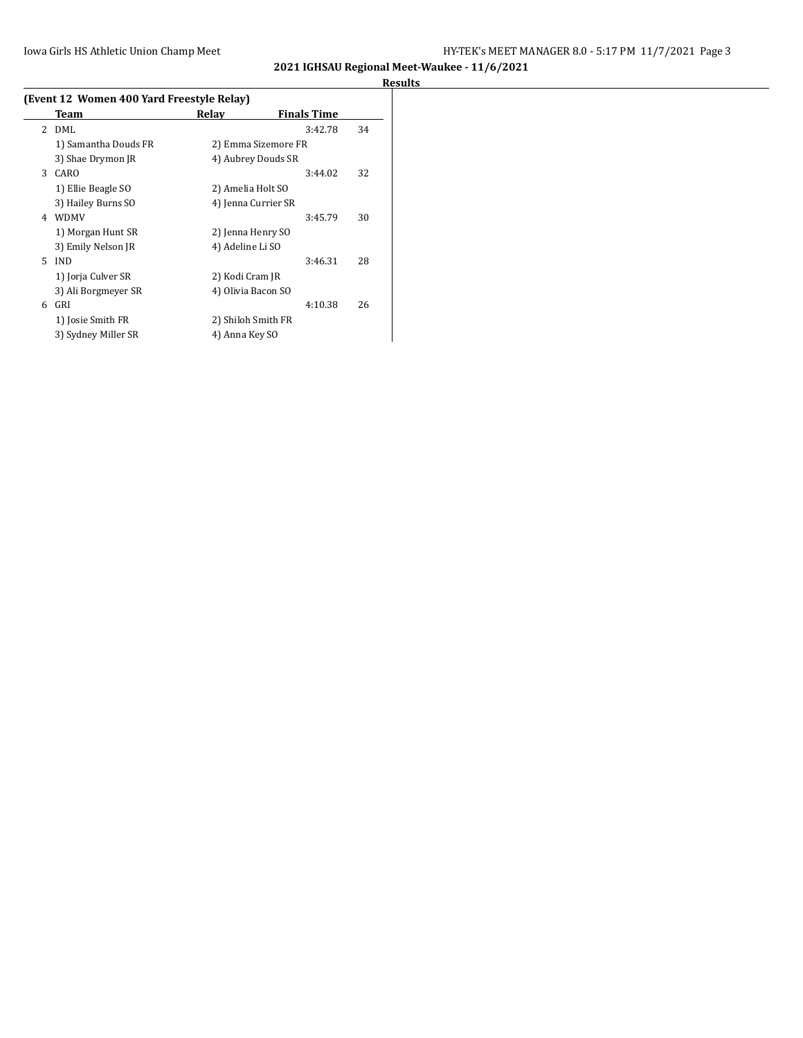**2021 IGHSAU Regional Meet-Waukee - 11/6/2021**

**Results**

**(Event 12 Women 400 Yard Freestyle Relay)**

| | Team | Relay | Finals Time | |
|---|---|---|---|---|
| 2 | DML | | 3:42.78 | 34 |
| | 1) Samantha Douds FR | 2) Emma Sizemore FR | | |
| | 3) Shae Drymon JR | 4) Aubrey Douds SR | | |
| 3 | CARO | | 3:44.02 | 32 |
| | 1) Ellie Beagle SO | 2) Amelia Holt SO | | |
| | 3) Hailey Burns SO | 4) Jenna Currier SR | | |
| 4 | WDMV | | 3:45.79 | 30 |
| | 1) Morgan Hunt SR | 2) Jenna Henry SO | | |
| | 3) Emily Nelson JR | 4) Adeline Li SO | | |
| 5 | IND | | 3:46.31 | 28 |
| | 1) Jorja Culver SR | 2) Kodi Cram JR | | |
| | 3) Ali Borgmeyer SR | 4) Olivia Bacon SO | | |
| 6 | GRI | | 4:10.38 | 26 |
| | 1) Josie Smith FR | 2) Shiloh Smith FR | | |
| | 3) Sydney Miller SR | 4) Anna Key SO | | |